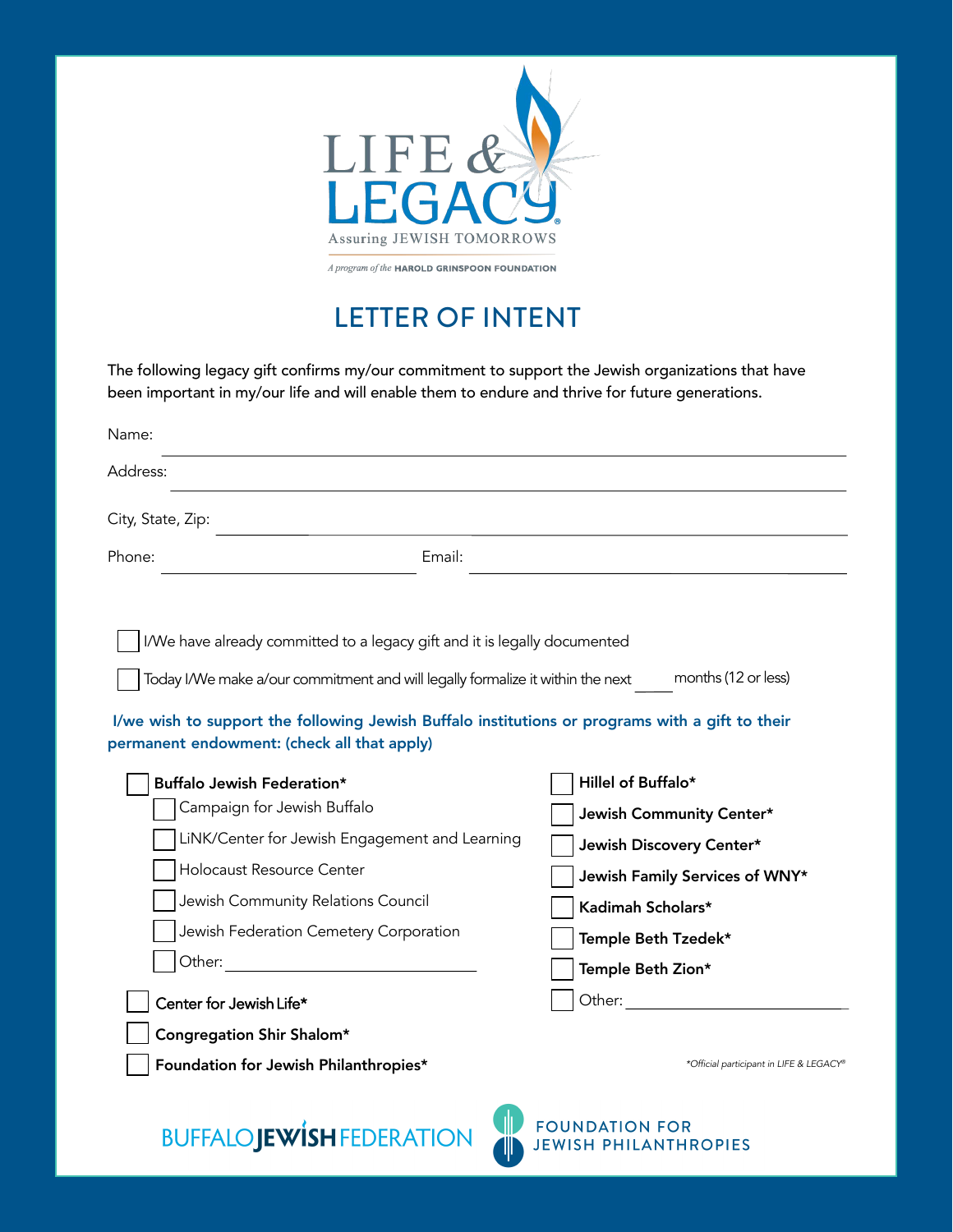LIFE & LEGACY®

Assuring JEWISH TOMORROWS

*A program of the* HAROLD GRINSPOON FOUNDATION

# LETTER OF INTENT

The following legacy gift confirms my/our commitment to support the Jewish organizations that have been important in my/our life and will enable them to endure and thrive for future generations.

Name: ______________________________

Address: ______________________________

City, State, Zip: ______________________________

Phone: ______________________ Email: ______________________

- [ ] I/We have already committed to a legacy gift and it is legally documented
- [ ] Today I/We make a/our commitment and will legally formalize it within the next ____ months (12 or less)

**I/we wish to support the following Jewish Buffalo institutions or programs with a gift to their permanent endowment: (check all that apply)**

- [ ] **Buffalo Jewish Federation***
  - [ ] Campaign for Jewish Buffalo
  - [ ] LiNK/Center for Jewish Engagement and Learning
  - [ ] Holocaust Resource Center
  - [ ] Jewish Community Relations Council
  - [ ] Jewish Federation Cemetery Corporation
  - [ ] Other: ______________________
- [ ] **Center for Jewish Life***
- [ ] **Congregation Shir Shalom***
- [ ] **Foundation for Jewish Philanthropies***
- [ ] **Hillel of Buffalo***
- [ ] **Jewish Community Center***
- [ ] **Jewish Discovery Center***
- [ ] **Jewish Family Services of WNY***
- [ ] **Kadimah Scholars***
- [ ] **Temple Beth Tzedek***
- [ ] **Temple Beth Zion***
- [ ] Other: ______________________

*\*Official participant in LIFE & LEGACY®*

BUFFALO JEWISH FEDERATION

FOUNDATION FOR JEWISH PHILANTHROPIES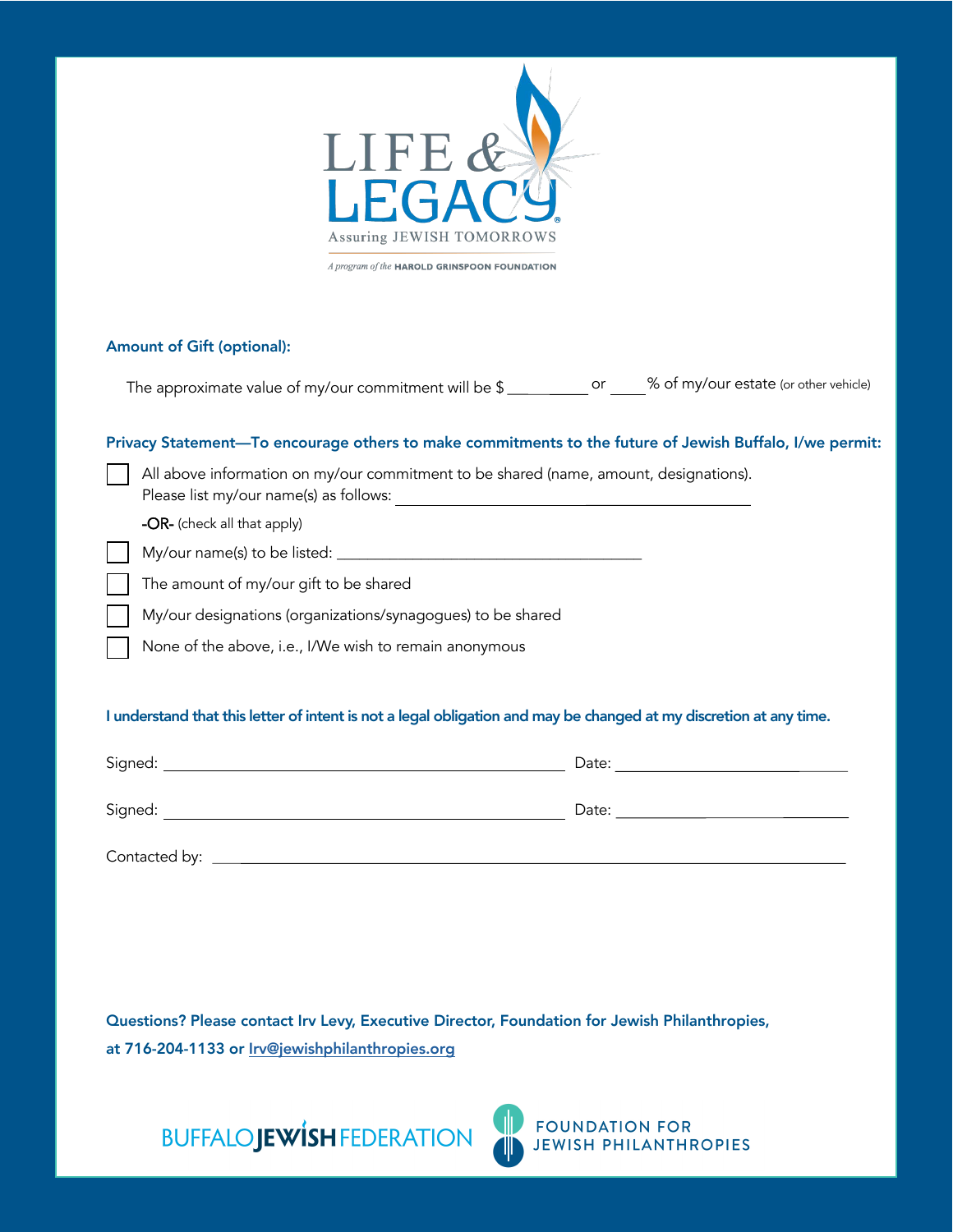LIFE & LEGACY®

Assuring JEWISH TOMORROWS

A program of the HAROLD GRINSPOON FOUNDATION

**Amount of Gift (optional):**

The approximate value of my/our commitment will be $ __________ or ____ % of my/our estate (or other vehicle)

**Privacy Statement—To encourage others to make commitments to the future of Jewish Buffalo, I/we permit:**

☐ All above information on my/our commitment to be shared (name, amount, designations).
Please list my/our name(s) as follows: ____________________________________________

-OR- (check all that apply)

☐ My/our name(s) to be listed: ________________________________________

☐ The amount of my/our gift to be shared

☐ My/our designations (organizations/synagogues) to be shared

☐ None of the above, i.e., I/We wish to remain anonymous

**I understand that this letter of intent is not a legal obligation and may be changed at my discretion at any time.**

Signed: ____________________________________________ Date: ______________________

Signed: ____________________________________________ Date: ______________________

Contacted by: ______________________________________________________________________

**Questions? Please contact Irv Levy, Executive Director, Foundation for Jewish Philanthropies, at 716-204-1133 or Irv@jewishphilanthropies.org**

BUFFALO JEWISH FEDERATION

FOUNDATION FOR JEWISH PHILANTHROPIES